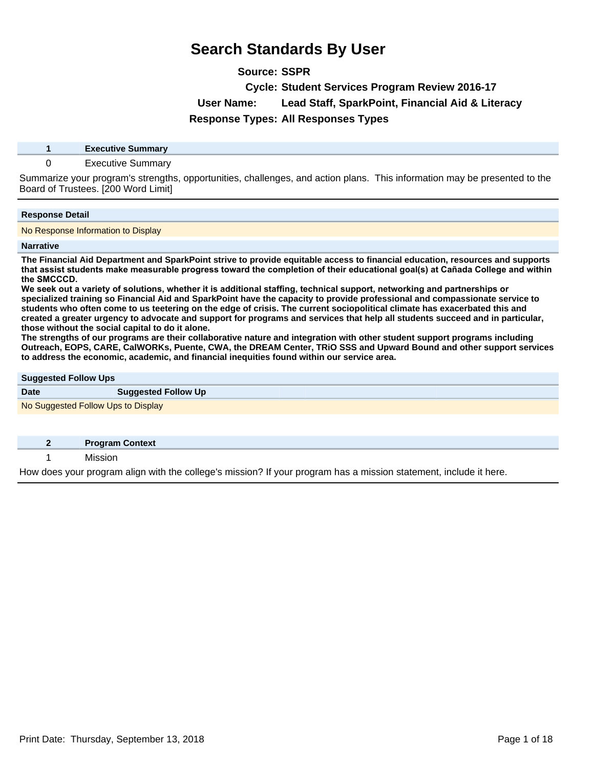# Search Standards By User

**Source:** SSPR
**Cycle:** Student Services Program Review 2016-17
**User Name:** Lead Staff, SparkPoint, Financial Aid & Literacy
**Response Types:** All Responses Types

| 1 | Executive Summary |
|---|---|
| 0 | Executive Summary |

Summarize your program's strengths, opportunities, challenges, and action plans. This information may be presented to the Board of Trustees. [200 Word Limit]

**Response Detail**

No Response Information to Display

**Narrative**

**The Financial Aid Department and SparkPoint strive to provide equitable access to financial education, resources and supports that assist students make measurable progress toward the completion of their educational goal(s) at Cañada College and within the SMCCCD.**
**We seek out a variety of solutions, whether it is additional staffing, technical support, networking and partnerships or specialized training so Financial Aid and SparkPoint have the capacity to provide professional and compassionate service to students who often come to us teetering on the edge of crisis. The current sociopolitical climate has exacerbated this and created a greater urgency to advocate and support for programs and services that help all students succeed and in particular, those without the social capital to do it alone.**
**The strengths of our programs are their collaborative nature and integration with other student support programs including Outreach, EOPS, CARE, CalWORKs, Puente, CWA, the DREAM Center, TRiO SSS and Upward Bound and other support services to address the economic, academic, and financial inequities found within our service area.**

**Suggested Follow Ups**

| Date | Suggested Follow Up |
|---|---|
| No Suggested Follow Ups to Display | |

| 2 | Program Context |
|---|---|
| 1 | Mission |

How does your program align with the college's mission? If your program has a mission statement, include it here.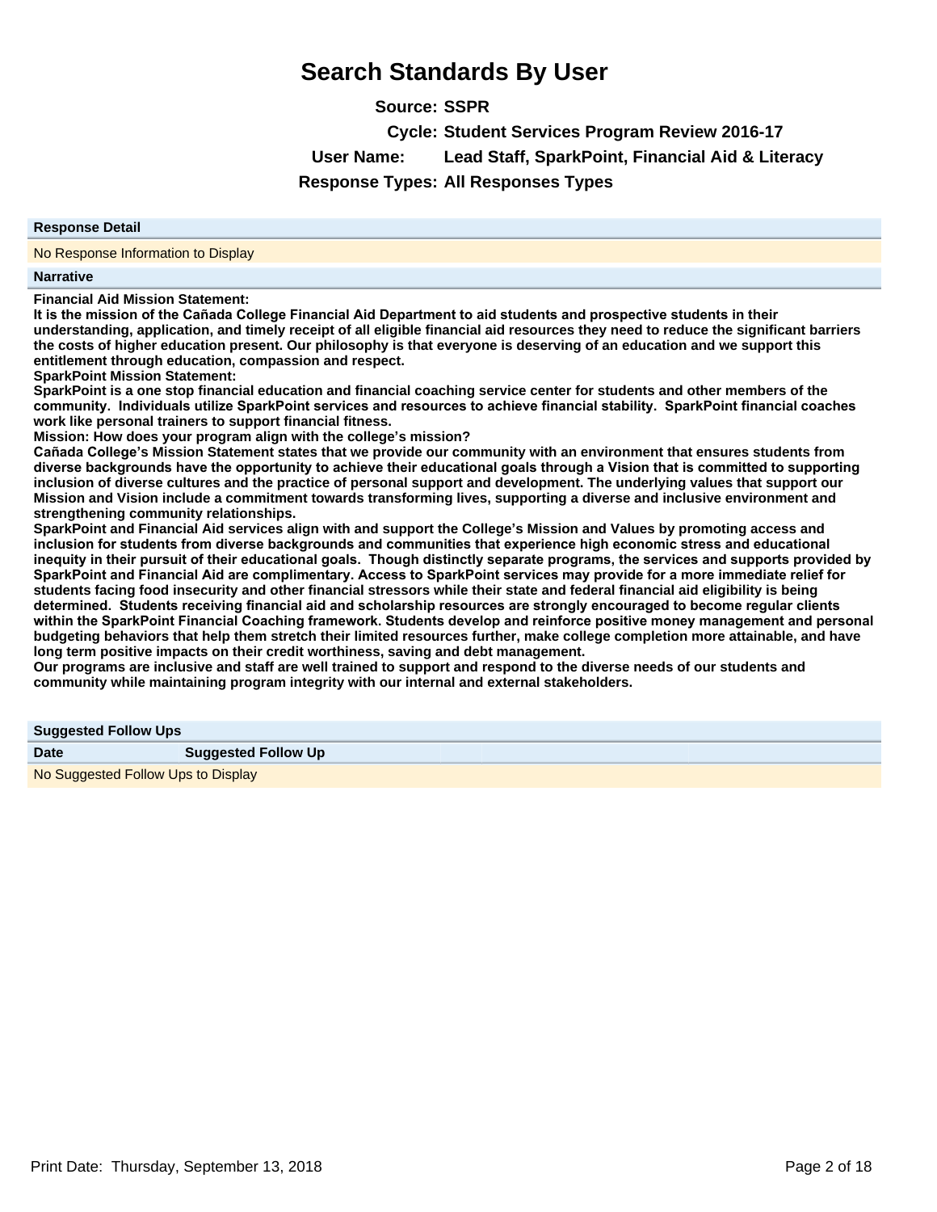# Search Standards By User

**Source:** SSPR

**Cycle:** Student Services Program Review 2016-17

**User Name:** Lead Staff, SparkPoint, Financial Aid & Literacy

**Response Types:** All Responses Types

| Response Detail |
|---|
| No Response Information to Display |

**Narrative**

**Financial Aid Mission Statement:**

**It is the mission of the Cañada College Financial Aid Department to aid students and prospective students in their understanding, application, and timely receipt of all eligible financial aid resources they need to reduce the significant barriers the costs of higher education present. Our philosophy is that everyone is deserving of an education and we support this entitlement through education, compassion and respect.**

**SparkPoint Mission Statement:**

**SparkPoint is a one stop financial education and financial coaching service center for students and other members of the community. Individuals utilize SparkPoint services and resources to achieve financial stability. SparkPoint financial coaches work like personal trainers to support financial fitness.**

**Mission: How does your program align with the college's mission?**

**Cañada College's Mission Statement states that we provide our community with an environment that ensures students from diverse backgrounds have the opportunity to achieve their educational goals through a Vision that is committed to supporting inclusion of diverse cultures and the practice of personal support and development. The underlying values that support our Mission and Vision include a commitment towards transforming lives, supporting a diverse and inclusive environment and strengthening community relationships.**

**SparkPoint and Financial Aid services align with and support the College's Mission and Values by promoting access and inclusion for students from diverse backgrounds and communities that experience high economic stress and educational inequity in their pursuit of their educational goals. Though distinctly separate programs, the services and supports provided by SparkPoint and Financial Aid are complimentary. Access to SparkPoint services may provide for a more immediate relief for students facing food insecurity and other financial stressors while their state and federal financial aid eligibility is being determined. Students receiving financial aid and scholarship resources are strongly encouraged to become regular clients within the SparkPoint Financial Coaching framework. Students develop and reinforce positive money management and personal budgeting behaviors that help them stretch their limited resources further, make college completion more attainable, and have long term positive impacts on their credit worthiness, saving and debt management.**

**Our programs are inclusive and staff are well trained to support and respond to the diverse needs of our students and community while maintaining program integrity with our internal and external stakeholders.**

**Suggested Follow Ups**

| Date | Suggested Follow Up |
|---|---|
| No Suggested Follow Ups to Display | |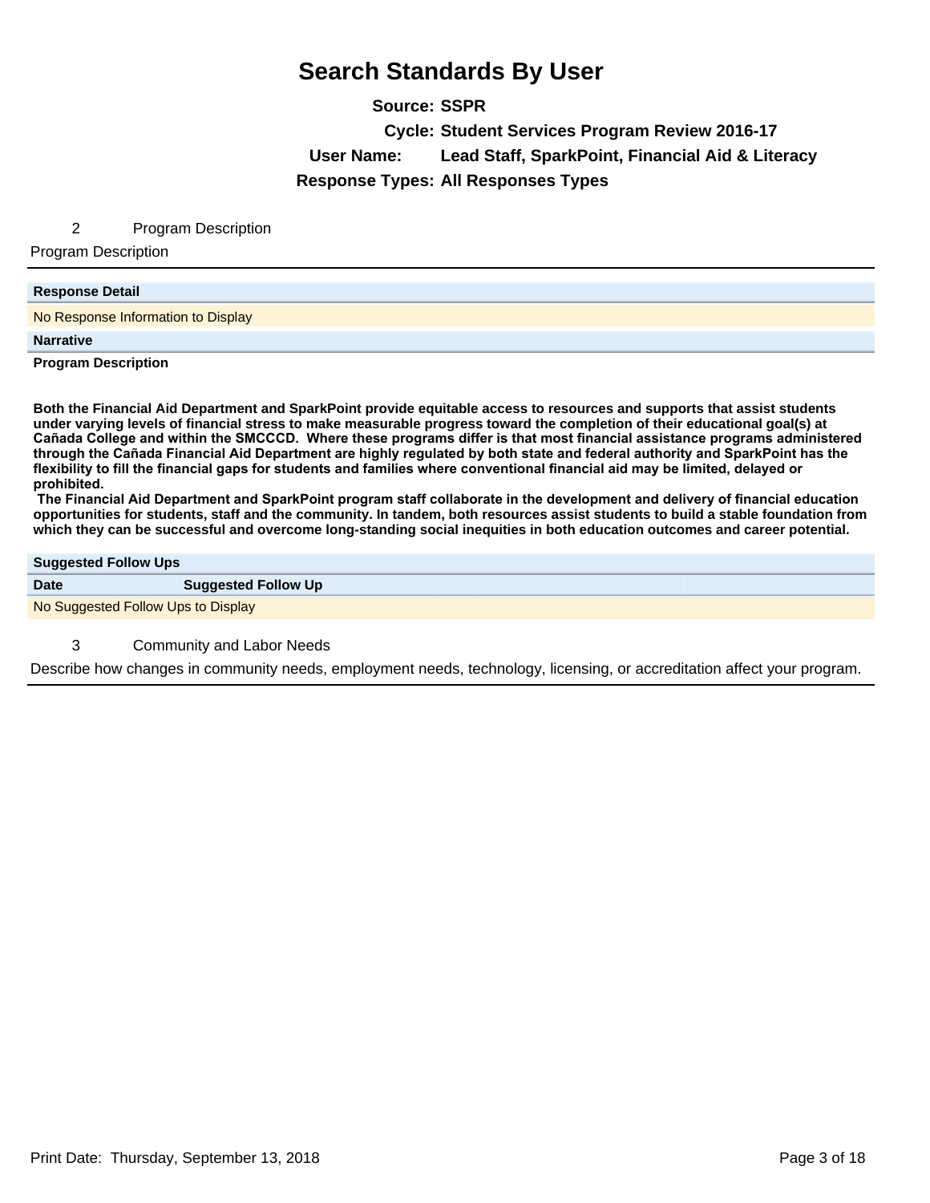# Search Standards By User

**Source:** SSPR
**Cycle:** Student Services Program Review 2016-17
**User Name:** Lead Staff, SparkPoint, Financial Aid & Literacy
**Response Types:** All Responses Types

## 2 Program Description

Program Description

**Response Detail**

No Response Information to Display

**Narrative**

**Program Description**

**Both the Financial Aid Department and SparkPoint provide equitable access to resources and supports that assist students under varying levels of financial stress to make measurable progress toward the completion of their educational goal(s) at Cañada College and within the SMCCCD. Where these programs differ is that most financial assistance programs administered through the Cañada Financial Aid Department are highly regulated by both state and federal authority and SparkPoint has the flexibility to fill the financial gaps for students and families where conventional financial aid may be limited, delayed or prohibited.**

**The Financial Aid Department and SparkPoint program staff collaborate in the development and delivery of financial education opportunities for students, staff and the community. In tandem, both resources assist students to build a stable foundation from which they can be successful and overcome long-standing social inequities in both education outcomes and career potential.**

**Suggested Follow Ups**

| Date | Suggested Follow Up |
| --- | --- |
| No Suggested Follow Ups to Display | |

## 3 Community and Labor Needs

Describe how changes in community needs, employment needs, technology, licensing, or accreditation affect your program.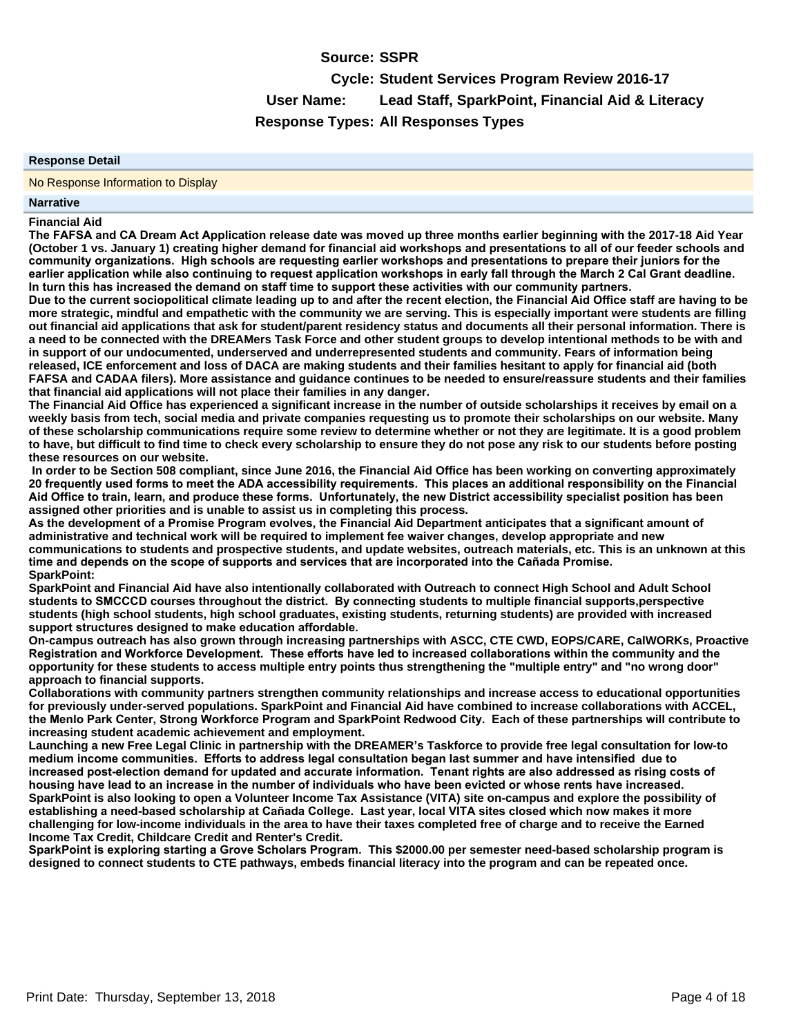**Source:** SSPR

**Cycle:** Student Services Program Review 2016-17

**User Name:** Lead Staff, SparkPoint, Financial Aid & Literacy

**Response Types:** All Responses Types

**Response Detail**

No Response Information to Display

**Narrative**

**Financial Aid**

**The FAFSA and CA Dream Act Application release date was moved up three months earlier beginning with the 2017-18 Aid Year (October 1 vs. January 1) creating higher demand for financial aid workshops and presentations to all of our feeder schools and community organizations. High schools are requesting earlier workshops and presentations to prepare their juniors for the earlier application while also continuing to request application workshops in early fall through the March 2 Cal Grant deadline. In turn this has increased the demand on staff time to support these activities with our community partners.**

**Due to the current sociopolitical climate leading up to and after the recent election, the Financial Aid Office staff are having to be more strategic, mindful and empathetic with the community we are serving. This is especially important were students are filling out financial aid applications that ask for student/parent residency status and documents all their personal information. There is a need to be connected with the DREAMers Task Force and other student groups to develop intentional methods to be with and in support of our undocumented, underserved and underrepresented students and community. Fears of information being released, ICE enforcement and loss of DACA are making students and their families hesitant to apply for financial aid (both FAFSA and CADAA filers). More assistance and guidance continues to be needed to ensure/reassure students and their families that financial aid applications will not place their families in any danger.**

**The Financial Aid Office has experienced a significant increase in the number of outside scholarships it receives by email on a weekly basis from tech, social media and private companies requesting us to promote their scholarships on our website. Many of these scholarship communications require some review to determine whether or not they are legitimate. It is a good problem to have, but difficult to find time to check every scholarship to ensure they do not pose any risk to our students before posting these resources on our website.**

**In order to be Section 508 compliant, since June 2016, the Financial Aid Office has been working on converting approximately 20 frequently used forms to meet the ADA accessibility requirements. This places an additional responsibility on the Financial Aid Office to train, learn, and produce these forms. Unfortunately, the new District accessibility specialist position has been assigned other priorities and is unable to assist us in completing this process.**

**As the development of a Promise Program evolves, the Financial Aid Department anticipates that a significant amount of administrative and technical work will be required to implement fee waiver changes, develop appropriate and new communications to students and prospective students, and update websites, outreach materials, etc. This is an unknown at this time and depends on the scope of supports and services that are incorporated into the Cañada Promise.**

**SparkPoint:**

**SparkPoint and Financial Aid have also intentionally collaborated with Outreach to connect High School and Adult School students to SMCCCD courses throughout the district. By connecting students to multiple financial supports,perspective students (high school students, high school graduates, existing students, returning students) are provided with increased support structures designed to make education affordable.**

**On-campus outreach has also grown through increasing partnerships with ASCC, CTE CWD, EOPS/CARE, CalWORKs, Proactive Registration and Workforce Development. These efforts have led to increased collaborations within the community and the opportunity for these students to access multiple entry points thus strengthening the "multiple entry" and "no wrong door" approach to financial supports.**

**Collaborations with community partners strengthen community relationships and increase access to educational opportunities for previously under-served populations. SparkPoint and Financial Aid have combined to increase collaborations with ACCEL, the Menlo Park Center, Strong Workforce Program and SparkPoint Redwood City. Each of these partnerships will contribute to increasing student academic achievement and employment.**

**Launching a new Free Legal Clinic in partnership with the DREAMER's Taskforce to provide free legal consultation for low-to medium income communities. Efforts to address legal consultation began last summer and have intensified due to increased post-election demand for updated and accurate information. Tenant rights are also addressed as rising costs of housing have lead to an increase in the number of individuals who have been evicted or whose rents have increased.**

**SparkPoint is also looking to open a Volunteer Income Tax Assistance (VITA) site on-campus and explore the possibility of establishing a need-based scholarship at Cañada College. Last year, local VITA sites closed which now makes it more challenging for low-income individuals in the area to have their taxes completed free of charge and to receive the Earned Income Tax Credit, Childcare Credit and Renter's Credit.**

**SparkPoint is exploring starting a Grove Scholars Program. This $2000.00 per semester need-based scholarship program is designed to connect students to CTE pathways, embeds financial literacy into the program and can be repeated once.**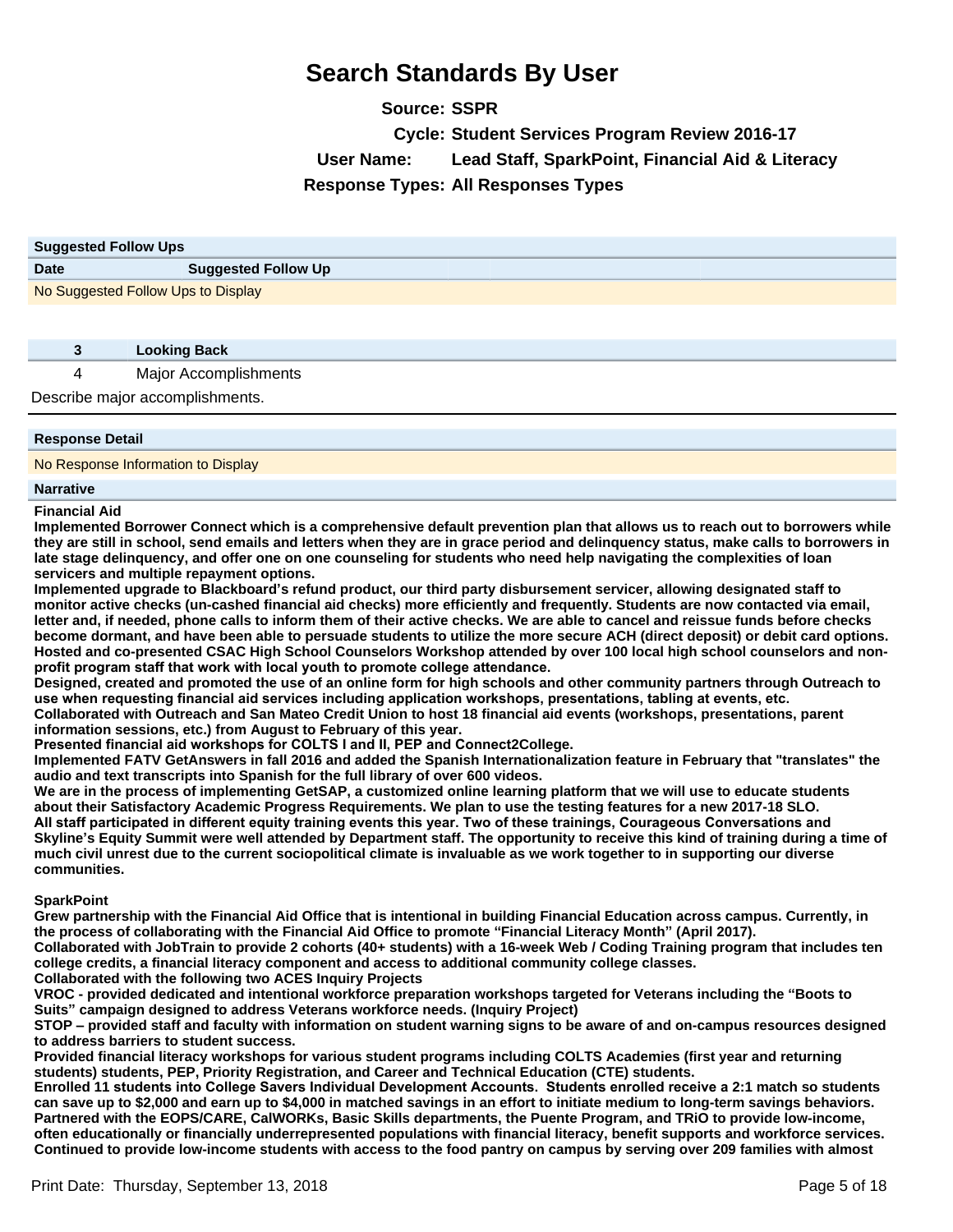# Search Standards By User

**Source:** SSPR

**Cycle:** Student Services Program Review 2016-17

**User Name:** Lead Staff, SparkPoint, Financial Aid & Literacy

**Response Types:** All Responses Types

| Suggested Follow Ups | |
|---|---|
| **Date** | **Suggested Follow Up** |
| No Suggested Follow Ups to Display | |

| 3 | Looking Back |
|---|---|
| 4 | Major Accomplishments |

Describe major accomplishments.

**Response Detail**

No Response Information to Display

**Narrative**

**Financial Aid**

**Implemented Borrower Connect which is a comprehensive default prevention plan that allows us to reach out to borrowers while they are still in school, send emails and letters when they are in grace period and delinquency status, make calls to borrowers in late stage delinquency, and offer one on one counseling for students who need help navigating the complexities of loan servicers and multiple repayment options.**

**Implemented upgrade to Blackboard's refund product, our third party disbursement servicer, allowing designated staff to monitor active checks (un-cashed financial aid checks) more efficiently and frequently. Students are now contacted via email, letter and, if needed, phone calls to inform them of their active checks. We are able to cancel and reissue funds before checks become dormant, and have been able to persuade students to utilize the more secure ACH (direct deposit) or debit card options.**

**Hosted and co-presented CSAC High School Counselors Workshop attended by over 100 local high school counselors and non-profit program staff that work with local youth to promote college attendance.**

**Designed, created and promoted the use of an online form for high schools and other community partners through Outreach to use when requesting financial aid services including application workshops, presentations, tabling at events, etc.**

**Collaborated with Outreach and San Mateo Credit Union to host 18 financial aid events (workshops, presentations, parent information sessions, etc.) from August to February of this year.**

**Presented financial aid workshops for COLTS I and II, PEP and Connect2College.**

**Implemented FATV GetAnswers in fall 2016 and added the Spanish Internationalization feature in February that "translates" the audio and text transcripts into Spanish for the full library of over 600 videos.**

**We are in the process of implementing GetSAP, a customized online learning platform that we will use to educate students about their Satisfactory Academic Progress Requirements. We plan to use the testing features for a new 2017-18 SLO.**

**All staff participated in different equity training events this year. Two of these trainings, Courageous Conversations and Skyline's Equity Summit were well attended by Department staff. The opportunity to receive this kind of training during a time of much civil unrest due to the current sociopolitical climate is invaluable as we work together to in supporting our diverse communities.**

**SparkPoint**

**Grew partnership with the Financial Aid Office that is intentional in building Financial Education across campus. Currently, in the process of collaborating with the Financial Aid Office to promote "Financial Literacy Month" (April 2017).**

**Collaborated with JobTrain to provide 2 cohorts (40+ students) with a 16-week Web / Coding Training program that includes ten college credits, a financial literacy component and access to additional community college classes.**

**Collaborated with the following two ACES Inquiry Projects**

**VROC - provided dedicated and intentional workforce preparation workshops targeted for Veterans including the "Boots to Suits" campaign designed to address Veterans workforce needs. (Inquiry Project)**

**STOP – provided staff and faculty with information on student warning signs to be aware of and on-campus resources designed to address barriers to student success.**

**Provided financial literacy workshops for various student programs including COLTS Academies (first year and returning students) students, PEP, Priority Registration, and Career and Technical Education (CTE) students.**

**Enrolled 11 students into College Savers Individual Development Accounts. Students enrolled receive a 2:1 match so students can save up to $2,000 and earn up to $4,000 in matched savings in an effort to initiate medium to long-term savings behaviors.**

**Partnered with the EOPS/CARE, CalWORKs, Basic Skills departments, the Puente Program, and TRiO to provide low-income, often educationally or financially underrepresented populations with financial literacy, benefit supports and workforce services.**

**Continued to provide low-income students with access to the food pantry on campus by serving over 209 families with almost**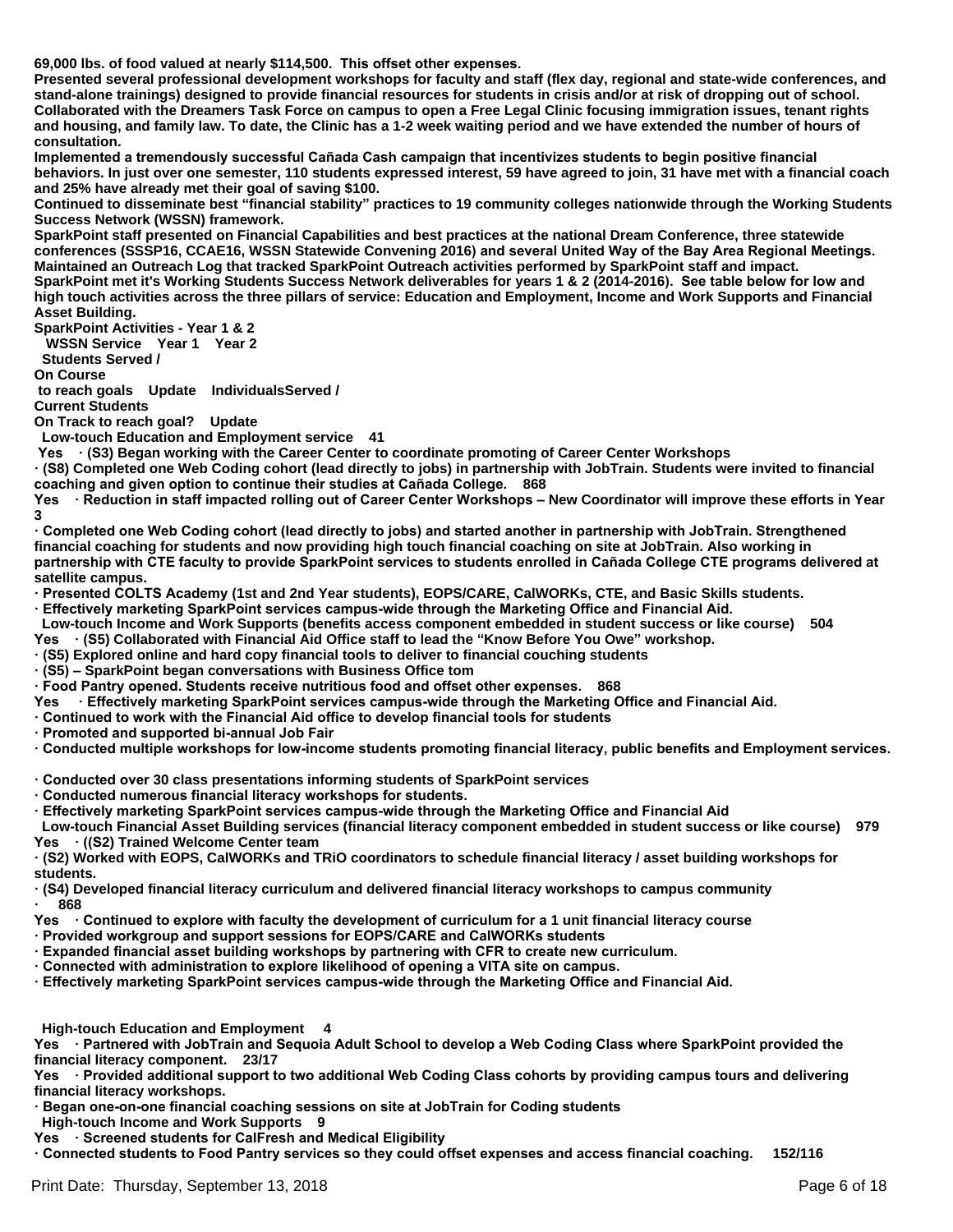**69,000 lbs. of food valued at nearly $114,500. This offset other expenses.**
**Presented several professional development workshops for faculty and staff (flex day, regional and state-wide conferences, and stand-alone trainings) designed to provide financial resources for students in crisis and/or at risk of dropping out of school.**
**Collaborated with the Dreamers Task Force on campus to open a Free Legal Clinic focusing immigration issues, tenant rights and housing, and family law. To date, the Clinic has a 1-2 week waiting period and we have extended the number of hours of consultation.**
**Implemented a tremendously successful Cañada Cash campaign that incentivizes students to begin positive financial behaviors. In just over one semester, 110 students expressed interest, 59 have agreed to join, 31 have met with a financial coach and 25% have already met their goal of saving $100.**
**Continued to disseminate best "financial stability" practices to 19 community colleges nationwide through the Working Students Success Network (WSSN) framework.**
**SparkPoint staff presented on Financial Capabilities and best practices at the national Dream Conference, three statewide conferences (SSSP16, CCAE16, WSSN Statewide Convening 2016) and several United Way of the Bay Area Regional Meetings.**
**Maintained an Outreach Log that tracked SparkPoint Outreach activities performed by SparkPoint staff and impact.**
**SparkPoint met it's Working Students Success Network deliverables for years 1 & 2 (2014-2016). See table below for low and high touch activities across the three pillars of service: Education and Employment, Income and Work Supports and Financial Asset Building.**

**SparkPoint Activities - Year 1 & 2**

| WSSN Service | Year 1 Students Served / | On Course to reach goals | Update | Year 2 IndividualsServed / Current Students | On Track to reach goal? | Update |
|---|---|---|---|---|---|---|
| **Low-touch Education and Employment service** | **41** | **Yes** | **· (S3) Began working with the Career Center to coordinate promoting of Career Center Workshops<br>· (S8) Completed one Web Coding cohort (lead directly to jobs) in partnership with JobTrain. Students were invited to financial coaching and given option to continue their studies at Cañada College.** | **868** | **Yes** | **· Reduction in staff impacted rolling out of Career Center Workshops – New Coordinator will improve these efforts in Year 3<br>· Completed one Web Coding cohort (lead directly to jobs) and started another in partnership with JobTrain. Strengthened financial coaching for students and now providing high touch financial coaching on site at JobTrain. Also working in partnership with CTE faculty to provide SparkPoint services to students enrolled in Cañada College CTE programs delivered at satellite campus.<br>· Presented COLTS Academy (1st and 2nd Year students), EOPS/CARE, CalWORKs, CTE, and Basic Skills students.<br>· Effectively marketing SparkPoint services campus-wide through the Marketing Office and Financial Aid.** |
| **Low-touch Income and Work Supports (benefits access component embedded in student success or like course)** | **504** | **Yes** | **· (S5) Collaborated with Financial Aid Office staff to lead the "Know Before You Owe" workshop.<br>· (S5) Explored online and hard copy financial tools to deliver to financial couching students<br>· (S5) – SparkPoint began conversations with Business Office tom<br>· Food Pantry opened. Students receive nutritious food and offset other expenses.** | **868** | **Yes** | **· Effectively marketing SparkPoint services campus-wide through the Marketing Office and Financial Aid.<br>· Continued to work with the Financial Aid office to develop financial tools for students<br>· Promoted and supported bi-annual Job Fair<br>· Conducted multiple workshops for low-income students promoting financial literacy, public benefits and Employment services.<br>· Conducted over 30 class presentations informing students of SparkPoint services<br>· Conducted numerous financial literacy workshops for students.<br>· Effectively marketing SparkPoint services campus-wide through the Marketing Office and Financial Aid** |
| **Low-touch Financial Asset Building services (financial literacy component embedded in student success or like course)** | **979** | **Yes** | **· ((S2) Trained Welcome Center team<br>· (S2) Worked with EOPS, CalWORKs and TRiO coordinators to schedule financial literacy / asset building workshops for students.<br>· (S4) Developed financial literacy curriculum and delivered financial literacy workshops to campus community<br>·** | **868** | **Yes** | **· Continued to explore with faculty the development of curriculum for a 1 unit financial literacy course<br>· Provided workgroup and support sessions for EOPS/CARE and CalWORKs students<br>· Expanded financial asset building workshops by partnering with CFR to create new curriculum.<br>· Connected with administration to explore likelihood of opening a VITA site on campus.<br>· Effectively marketing SparkPoint services campus-wide through the Marketing Office and Financial Aid.** |
| **High-touch Education and Employment** | **4** | **Yes** | **· Partnered with JobTrain and Sequoia Adult School to develop a Web Coding Class where SparkPoint provided the financial literacy component.** | **23/17** | **Yes** | **· Provided additional support to two additional Web Coding Class cohorts by providing campus tours and delivering financial literacy workshops.<br>· Began one-on-one financial coaching sessions on site at JobTrain for Coding students** |
| **High-touch Income and Work Supports** | **9** | **Yes** | **· Screened students for CalFresh and Medical Eligibility<br>· Connected students to Food Pantry services so they could offset expenses and access financial coaching.** | **152/116** | | |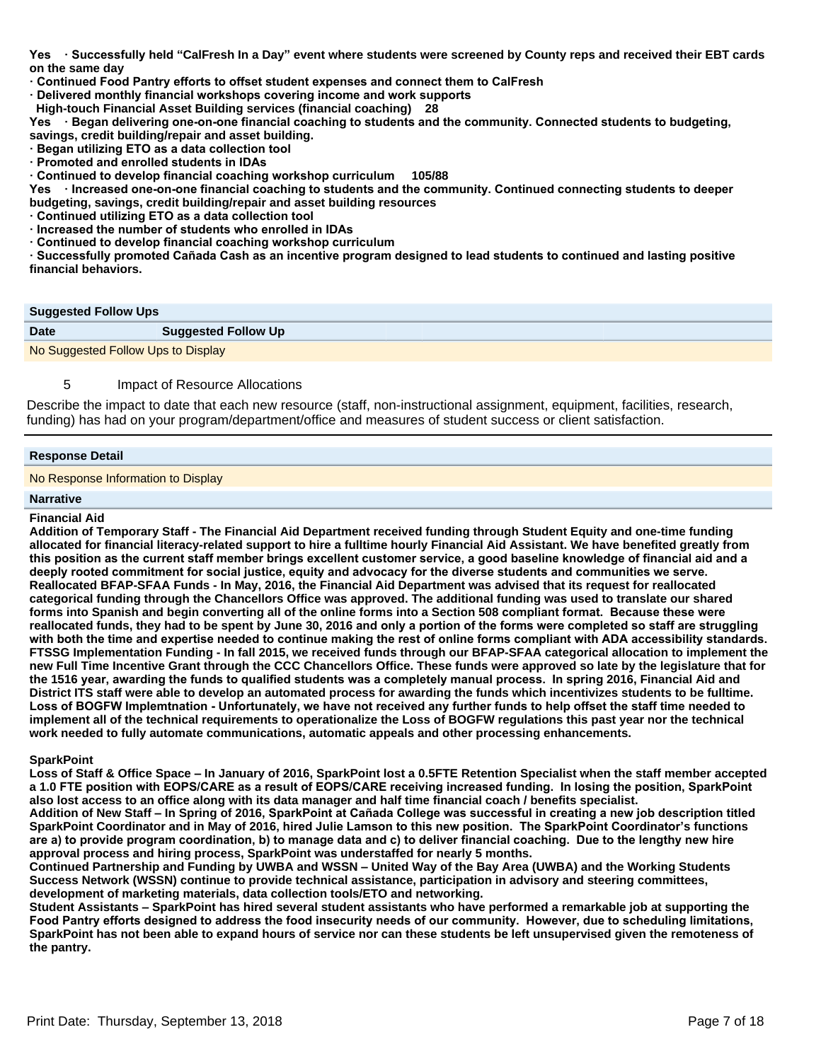**Yes · Successfully held "CalFresh In a Day" event where students were screened by County reps and received their EBT cards on the same day**
**· Continued Food Pantry efforts to offset student expenses and connect them to CalFresh**
**· Delivered monthly financial workshops covering income and work supports**
**High-touch Financial Asset Building services (financial coaching) 28**
**Yes · Began delivering one-on-one financial coaching to students and the community. Connected students to budgeting, savings, credit building/repair and asset building.**
**· Began utilizing ETO as a data collection tool**
**· Promoted and enrolled students in IDAs**
**· Continued to develop financial coaching workshop curriculum 105/88**
**Yes · Increased one-on-one financial coaching to students and the community. Continued connecting students to deeper budgeting, savings, credit building/repair and asset building resources**
**· Continued utilizing ETO as a data collection tool**
**· Increased the number of students who enrolled in IDAs**
**· Continued to develop financial coaching workshop curriculum**
**· Successfully promoted Cañada Cash as an incentive program designed to lead students to continued and lasting positive financial behaviors.**

**Suggested Follow Ups**

| Date | Suggested Follow Up |
|---|---|
| No Suggested Follow Ups to Display | |

5 Impact of Resource Allocations

Describe the impact to date that each new resource (staff, non-instructional assignment, equipment, facilities, research, funding) has had on your program/department/office and measures of student success or client satisfaction.

**Response Detail**

No Response Information to Display

**Narrative**

**Financial Aid**
**Addition of Temporary Staff - The Financial Aid Department received funding through Student Equity and one-time funding allocated for financial literacy-related support to hire a fulltime hourly Financial Aid Assistant. We have benefited greatly from this position as the current staff member brings excellent customer service, a good baseline knowledge of financial aid and a deeply rooted commitment for social justice, equity and advocacy for the diverse students and communities we serve.**
**Reallocated BFAP-SFAA Funds - In May, 2016, the Financial Aid Department was advised that its request for reallocated categorical funding through the Chancellors Office was approved. The additional funding was used to translate our shared forms into Spanish and begin converting all of the online forms into a Section 508 compliant format. Because these were reallocated funds, they had to be spent by June 30, 2016 and only a portion of the forms were completed so staff are struggling with both the time and expertise needed to continue making the rest of online forms compliant with ADA accessibility standards.**
**FTSSG Implementation Funding - In fall 2015, we received funds through our BFAP-SFAA categorical allocation to implement the new Full Time Incentive Grant through the CCC Chancellors Office. These funds were approved so late by the legislature that for the 1516 year, awarding the funds to qualified students was a completely manual process. In spring 2016, Financial Aid and District ITS staff were able to develop an automated process for awarding the funds which incentivizes students to be fulltime.**
**Loss of BOGFW Implemtnation - Unfortunately, we have not received any further funds to help offset the staff time needed to implement all of the technical requirements to operationalize the Loss of BOGFW regulations this past year nor the technical work needed to fully automate communications, automatic appeals and other processing enhancements.**

**SparkPoint**
**Loss of Staff & Office Space – In January of 2016, SparkPoint lost a 0.5FTE Retention Specialist when the staff member accepted a 1.0 FTE position with EOPS/CARE as a result of EOPS/CARE receiving increased funding. In losing the position, SparkPoint also lost access to an office along with its data manager and half time financial coach / benefits specialist.**
**Addition of New Staff – In Spring of 2016, SparkPoint at Cañada College was successful in creating a new job description titled SparkPoint Coordinator and in May of 2016, hired Julie Lamson to this new position. The SparkPoint Coordinator's functions are a) to provide program coordination, b) to manage data and c) to deliver financial coaching. Due to the lengthy new hire approval process and hiring process, SparkPoint was understaffed for nearly 5 months.**
**Continued Partnership and Funding by UWBA and WSSN – United Way of the Bay Area (UWBA) and the Working Students Success Network (WSSN) continue to provide technical assistance, participation in advisory and steering committees, development of marketing materials, data collection tools/ETO and networking.**
**Student Assistants – SparkPoint has hired several student assistants who have performed a remarkable job at supporting the Food Pantry efforts designed to address the food insecurity needs of our community. However, due to scheduling limitations, SparkPoint has not been able to expand hours of service nor can these students be left unsupervised given the remoteness of the pantry.**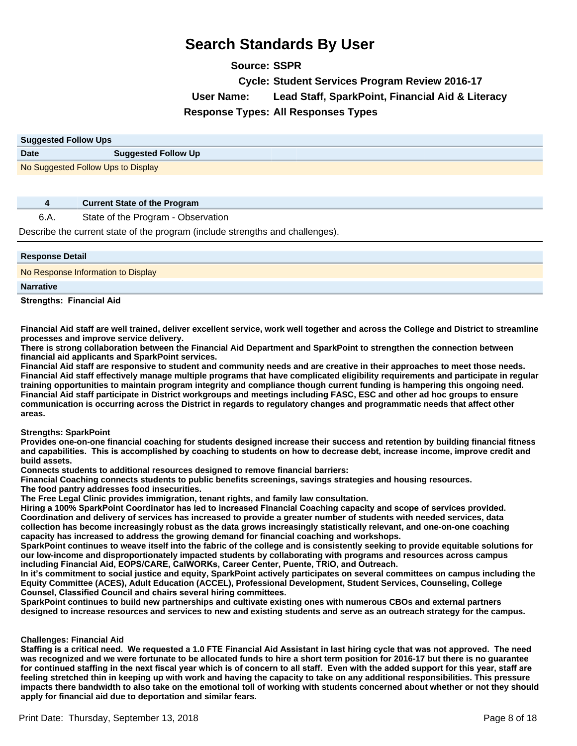# Search Standards By User

**Source:** SSPR

**Cycle:** Student Services Program Review 2016-17

**User Name:** Lead Staff, SparkPoint, Financial Aid & Literacy

**Response Types:** All Responses Types

| Suggested Follow Ups | |
|---|---|
| **Date** | **Suggested Follow Up** |
| No Suggested Follow Ups to Display | |

| **4** | **Current State of the Program** |
|---|---|
| 6.A. | State of the Program - Observation |

Describe the current state of the program (include strengths and challenges).

**Response Detail**

No Response Information to Display

**Narrative**

**Strengths: Financial Aid**

**Financial Aid staff are well trained, deliver excellent service, work well together and across the College and District to streamline processes and improve service delivery.**
**There is strong collaboration between the Financial Aid Department and SparkPoint to strengthen the connection between financial aid applicants and SparkPoint services.**
**Financial Aid staff are responsive to student and community needs and are creative in their approaches to meet those needs.**
**Financial Aid staff effectively manage multiple programs that have complicated eligibility requirements and participate in regular training opportunities to maintain program integrity and compliance though current funding is hampering this ongoing need.**
**Financial Aid staff participate in District workgroups and meetings including FASC, ESC and other ad hoc groups to ensure communication is occurring across the District in regards to regulatory changes and programmatic needs that affect other areas.**

**Strengths: SparkPoint**
**Provides one-on-one financial coaching for students designed increase their success and retention by building financial fitness and capabilities. This is accomplished by coaching to students on how to decrease debt, increase income, improve credit and build assets.**
**Connects students to additional resources designed to remove financial barriers:**
**Financial Coaching connects students to public benefits screenings, savings strategies and housing resources.**
**The food pantry addresses food insecurities.**
**The Free Legal Clinic provides immigration, tenant rights, and family law consultation.**
**Hiring a 100% SparkPoint Coordinator has led to increased Financial Coaching capacity and scope of services provided.**
**Coordination and delivery of services has increased to provide a greater number of students with needed services, data collection has become increasingly robust as the data grows increasingly statistically relevant, and one-on-one coaching capacity has increased to address the growing demand for financial coaching and workshops.**
**SparkPoint continues to weave itself into the fabric of the college and is consistently seeking to provide equitable solutions for our low-income and disproportionately impacted students by collaborating with programs and resources across campus including Financial Aid, EOPS/CARE, CalWORKs, Career Center, Puente, TRiO, and Outreach.**
**In it's commitment to social justice and equity, SparkPoint actively participates on several committees on campus including the Equity Committee (ACES), Adult Education (ACCEL), Professional Development, Student Services, Counseling, College Counsel, Classified Council and chairs several hiring committees.**
**SparkPoint continues to build new partnerships and cultivate existing ones with numerous CBOs and external partners designed to increase resources and services to new and existing students and serve as an outreach strategy for the campus.**

**Challenges: Financial Aid**
**Staffing is a critical need. We requested a 1.0 FTE Financial Aid Assistant in last hiring cycle that was not approved. The need was recognized and we were fortunate to be allocated funds to hire a short term position for 2016-17 but there is no guarantee for continued staffing in the next fiscal year which is of concern to all staff. Even with the added support for this year, staff are feeling stretched thin in keeping up with work and having the capacity to take on any additional responsibilities. This pressure impacts there bandwidth to also take on the emotional toll of working with students concerned about whether or not they should apply for financial aid due to deportation and similar fears.**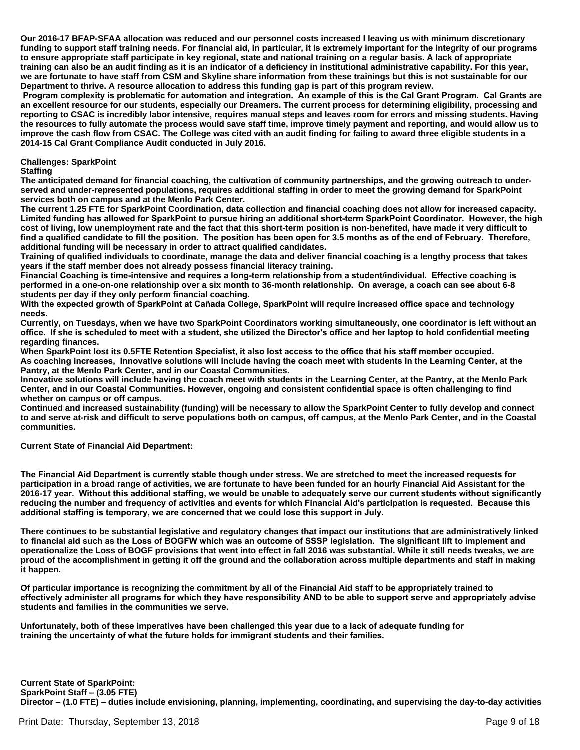**Our 2016-17 BFAP-SFAA allocation was reduced and our personnel costs increased l leaving us with minimum discretionary funding to support staff training needs. For financial aid, in particular, it is extremely important for the integrity of our programs to ensure appropriate staff participate in key regional, state and national training on a regular basis. A lack of appropriate training can also be an audit finding as it is an indicator of a deficiency in institutional administrative capability. For this year, we are fortunate to have staff from CSM and Skyline share information from these trainings but this is not sustainable for our Department to thrive. A resource allocation to address this funding gap is part of this program review.**

**Program complexity is problematic for automation and integration. An example of this is the Cal Grant Program. Cal Grants are an excellent resource for our students, especially our Dreamers. The current process for determining eligibility, processing and reporting to CSAC is incredibly labor intensive, requires manual steps and leaves room for errors and missing students. Having the resources to fully automate the process would save staff time, improve timely payment and reporting, and would allow us to improve the cash flow from CSAC. The College was cited with an audit finding for failing to award three eligible students in a 2014-15 Cal Grant Compliance Audit conducted in July 2016.**

**Challenges: SparkPoint**

**Staffing**

**The anticipated demand for financial coaching, the cultivation of community partnerships, and the growing outreach to under-served and under-represented populations, requires additional staffing in order to meet the growing demand for SparkPoint services both on campus and at the Menlo Park Center.**

**The current 1.25 FTE for SparkPoint Coordination, data collection and financial coaching does not allow for increased capacity. Limited funding has allowed for SparkPoint to pursue hiring an additional short-term SparkPoint Coordinator. However, the high cost of living, low unemployment rate and the fact that this short-term position is non-benefited, have made it very difficult to find a qualified candidate to fill the position. The position has been open for 3.5 months as of the end of February. Therefore, additional funding will be necessary in order to attract qualified candidates.**

**Training of qualified individuals to coordinate, manage the data and deliver financial coaching is a lengthy process that takes years if the staff member does not already possess financial literacy training.**

**Financial Coaching is time-intensive and requires a long-term relationship from a student/individual. Effective coaching is performed in a one-on-one relationship over a six month to 36-month relationship. On average, a coach can see about 6-8 students per day if they only perform financial coaching.**

**With the expected growth of SparkPoint at Cañada College, SparkPoint will require increased office space and technology needs.**

**Currently, on Tuesdays, when we have two SparkPoint Coordinators working simultaneously, one coordinator is left without an office. If she is scheduled to meet with a student, she utilized the Director's office and her laptop to hold confidential meeting regarding finances.**

**When SparkPoint lost its 0.5FTE Retention Specialist, it also lost access to the office that his staff member occupied.**

**As coaching increases, Innovative solutions will include having the coach meet with students in the Learning Center, at the Pantry, at the Menlo Park Center, and in our Coastal Communities.**

**Innovative solutions will include having the coach meet with students in the Learning Center, at the Pantry, at the Menlo Park Center, and in our Coastal Communities. However, ongoing and consistent confidential space is often challenging to find whether on campus or off campus.**

**Continued and increased sustainability (funding) will be necessary to allow the SparkPoint Center to fully develop and connect to and serve at-risk and difficult to serve populations both on campus, off campus, at the Menlo Park Center, and in the Coastal communities.**

**Current State of Financial Aid Department:**

**The Financial Aid Department is currently stable though under stress. We are stretched to meet the increased requests for participation in a broad range of activities, we are fortunate to have been funded for an hourly Financial Aid Assistant for the 2016-17 year. Without this additional staffing, we would be unable to adequately serve our current students without significantly reducing the number and frequency of activities and events for which Financial Aid's participation is requested. Because this additional staffing is temporary, we are concerned that we could lose this support in July.**

**There continues to be substantial legislative and regulatory changes that impact our institutions that are administratively linked to financial aid such as the Loss of BOGFW which was an outcome of SSSP legislation. The significant lift to implement and operationalize the Loss of BOGF provisions that went into effect in fall 2016 was substantial. While it still needs tweaks, we are proud of the accomplishment in getting it off the ground and the collaboration across multiple departments and staff in making it happen.**

**Of particular importance is recognizing the commitment by all of the Financial Aid staff to be appropriately trained to effectively administer all programs for which they have responsibility AND to be able to support serve and appropriately advise students and families in the communities we serve.**

**Unfortunately, both of these imperatives have been challenged this year due to a lack of adequate funding for training the uncertainty of what the future holds for immigrant students and their families.**

**Current State of SparkPoint:**

**SparkPoint Staff – (3.05 FTE)**

**Director – (1.0 FTE) – duties include envisioning, planning, implementing, coordinating, and supervising the day-to-day activities**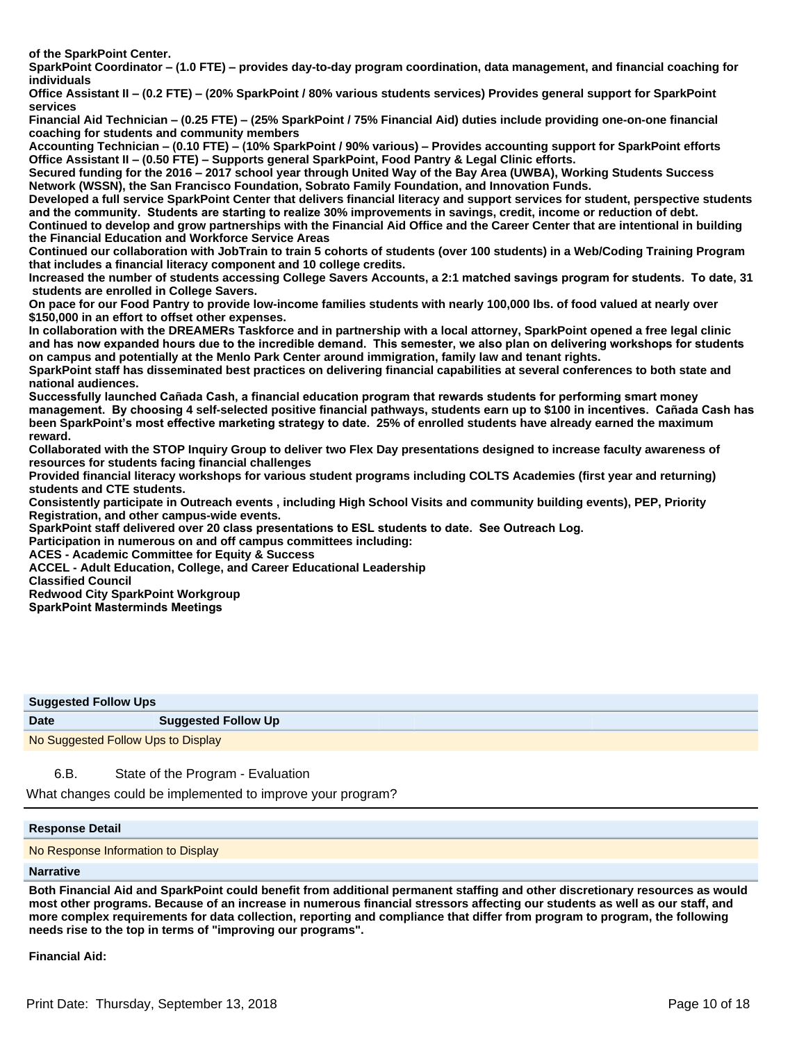**of the SparkPoint Center.**
**SparkPoint Coordinator – (1.0 FTE) – provides day-to-day program coordination, data management, and financial coaching for individuals**
**Office Assistant II – (0.2 FTE) – (20% SparkPoint / 80% various students services) Provides general support for SparkPoint services**
**Financial Aid Technician – (0.25 FTE) – (25% SparkPoint / 75% Financial Aid) duties include providing one-on-one financial coaching for students and community members**
**Accounting Technician – (0.10 FTE) – (10% SparkPoint / 90% various) – Provides accounting support for SparkPoint efforts**
**Office Assistant II – (0.50 FTE) – Supports general SparkPoint, Food Pantry & Legal Clinic efforts.**
**Secured funding for the 2016 – 2017 school year through United Way of the Bay Area (UWBA), Working Students Success Network (WSSN), the San Francisco Foundation, Sobrato Family Foundation, and Innovation Funds.**
**Developed a full service SparkPoint Center that delivers financial literacy and support services for student, perspective students and the community. Students are starting to realize 30% improvements in savings, credit, income or reduction of debt.**
**Continued to develop and grow partnerships with the Financial Aid Office and the Career Center that are intentional in building the Financial Education and Workforce Service Areas**
**Continued our collaboration with JobTrain to train 5 cohorts of students (over 100 students) in a Web/Coding Training Program that includes a financial literacy component and 10 college credits.**
**Increased the number of students accessing College Savers Accounts, a 2:1 matched savings program for students. To date, 31 students are enrolled in College Savers.**
**On pace for our Food Pantry to provide low-income families students with nearly 100,000 lbs. of food valued at nearly over $150,000 in an effort to offset other expenses.**
**In collaboration with the DREAMERs Taskforce and in partnership with a local attorney, SparkPoint opened a free legal clinic and has now expanded hours due to the incredible demand. This semester, we also plan on delivering workshops for students on campus and potentially at the Menlo Park Center around immigration, family law and tenant rights.**
**SparkPoint staff has disseminated best practices on delivering financial capabilities at several conferences to both state and national audiences.**
**Successfully launched Cañada Cash, a financial education program that rewards students for performing smart money management. By choosing 4 self-selected positive financial pathways, students earn up to $100 in incentives. Cañada Cash has been SparkPoint's most effective marketing strategy to date. 25% of enrolled students have already earned the maximum reward.**
**Collaborated with the STOP Inquiry Group to deliver two Flex Day presentations designed to increase faculty awareness of resources for students facing financial challenges**
**Provided financial literacy workshops for various student programs including COLTS Academies (first year and returning) students and CTE students.**
**Consistently participate in Outreach events , including High School Visits and community building events), PEP, Priority Registration, and other campus-wide events.**
**SparkPoint staff delivered over 20 class presentations to ESL students to date. See Outreach Log.**
**Participation in numerous on and off campus committees including:**
**ACES - Academic Committee for Equity & Success**
**ACCEL - Adult Education, College, and Career Educational Leadership**
**Classified Council**
**Redwood City SparkPoint Workgroup**
**SparkPoint Masterminds Meetings**

**Suggested Follow Ups**

| Date | Suggested Follow Up |
|---|---|
| No Suggested Follow Ups to Display | |

6.B. State of the Program - Evaluation

What changes could be implemented to improve your program?

**Response Detail**

No Response Information to Display

**Narrative**

**Both Financial Aid and SparkPoint could benefit from additional permanent staffing and other discretionary resources as would most other programs. Because of an increase in numerous financial stressors affecting our students as well as our staff, and more complex requirements for data collection, reporting and compliance that differ from program to program, the following needs rise to the top in terms of "improving our programs".**

**Financial Aid:**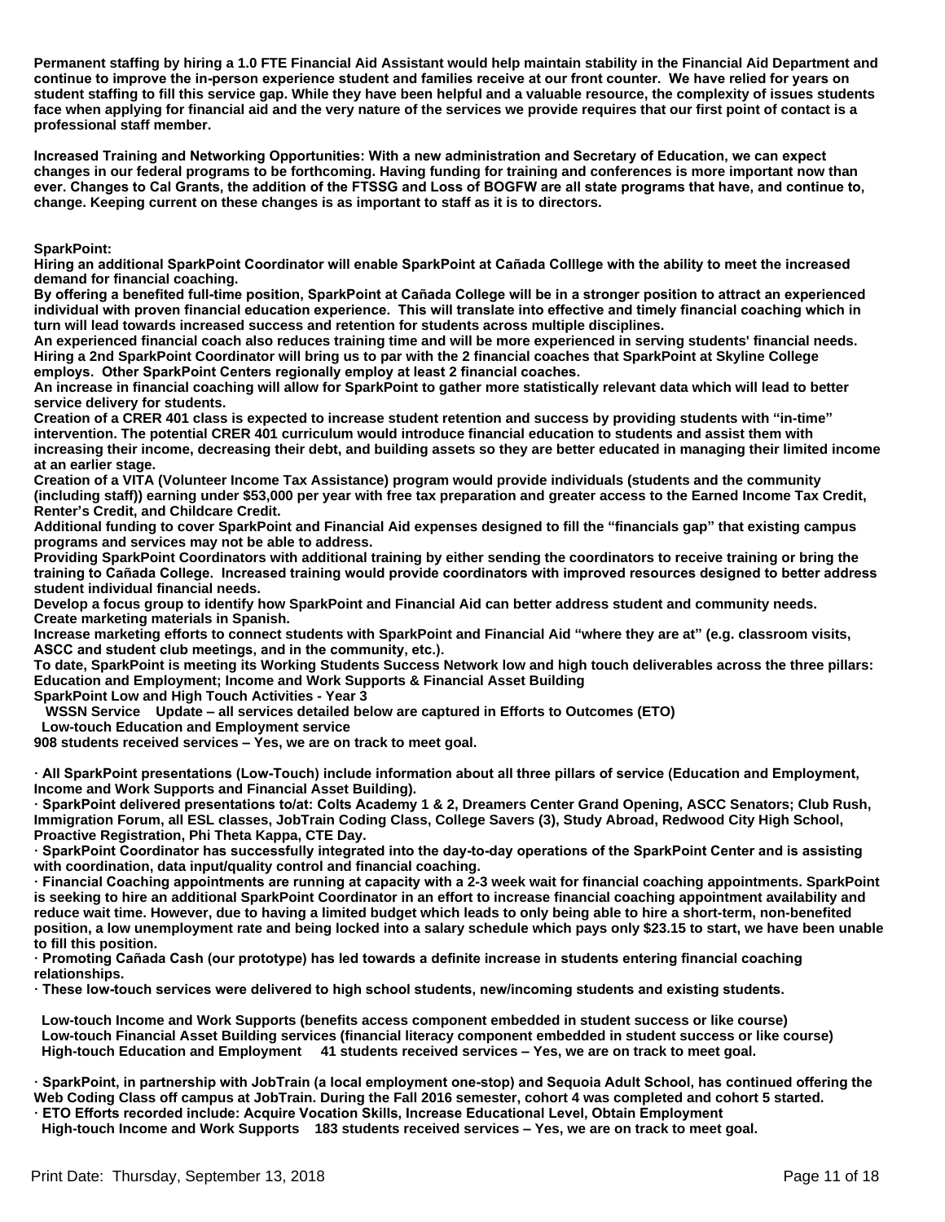**Permanent staffing by hiring a 1.0 FTE Financial Aid Assistant would help maintain stability in the Financial Aid Department and continue to improve the in-person experience student and families receive at our front counter. We have relied for years on student staffing to fill this service gap. While they have been helpful and a valuable resource, the complexity of issues students face when applying for financial aid and the very nature of the services we provide requires that our first point of contact is a professional staff member.**

**Increased Training and Networking Opportunities: With a new administration and Secretary of Education, we can expect changes in our federal programs to be forthcoming. Having funding for training and conferences is more important now than ever. Changes to Cal Grants, the addition of the FTSSG and Loss of BOGFW are all state programs that have, and continue to, change. Keeping current on these changes is as important to staff as it is to directors.**

**SparkPoint:**

**Hiring an additional SparkPoint Coordinator will enable SparkPoint at Cañada Colllege with the ability to meet the increased demand for financial coaching.**

**By offering a benefited full-time position, SparkPoint at Cañada College will be in a stronger position to attract an experienced individual with proven financial education experience. This will translate into effective and timely financial coaching which in turn will lead towards increased success and retention for students across multiple disciplines.**

**An experienced financial coach also reduces training time and will be more experienced in serving students' financial needs. Hiring a 2nd SparkPoint Coordinator will bring us to par with the 2 financial coaches that SparkPoint at Skyline College employs. Other SparkPoint Centers regionally employ at least 2 financial coaches.**

**An increase in financial coaching will allow for SparkPoint to gather more statistically relevant data which will lead to better service delivery for students.**

**Creation of a CRER 401 class is expected to increase student retention and success by providing students with "in-time" intervention. The potential CRER 401 curriculum would introduce financial education to students and assist them with increasing their income, decreasing their debt, and building assets so they are better educated in managing their limited income at an earlier stage.**

**Creation of a VITA (Volunteer Income Tax Assistance) program would provide individuals (students and the community (including staff)) earning under $53,000 per year with free tax preparation and greater access to the Earned Income Tax Credit, Renter's Credit, and Childcare Credit.**

**Additional funding to cover SparkPoint and Financial Aid expenses designed to fill the "financials gap" that existing campus programs and services may not be able to address.**

**Providing SparkPoint Coordinators with additional training by either sending the coordinators to receive training or bring the training to Cañada College. Increased training would provide coordinators with improved resources designed to better address student individual financial needs.**

**Develop a focus group to identify how SparkPoint and Financial Aid can better address student and community needs.**

**Create marketing materials in Spanish.**

**Increase marketing efforts to connect students with SparkPoint and Financial Aid "where they are at" (e.g. classroom visits, ASCC and student club meetings, and in the community, etc.).**

**To date, SparkPoint is meeting its Working Students Success Network low and high touch deliverables across the three pillars: Education and Employment; Income and Work Supports & Financial Asset Building**

**SparkPoint Low and High Touch Activities - Year 3**

**WSSN Service Update – all services detailed below are captured in Efforts to Outcomes (ETO)**

**Low-touch Education and Employment service**

**908 students received services – Yes, we are on track to meet goal.**

**· All SparkPoint presentations (Low-Touch) include information about all three pillars of service (Education and Employment, Income and Work Supports and Financial Asset Building).**

**· SparkPoint delivered presentations to/at: Colts Academy 1 & 2, Dreamers Center Grand Opening, ASCC Senators; Club Rush, Immigration Forum, all ESL classes, JobTrain Coding Class, College Savers (3), Study Abroad, Redwood City High School, Proactive Registration, Phi Theta Kappa, CTE Day.**

**· SparkPoint Coordinator has successfully integrated into the day-to-day operations of the SparkPoint Center and is assisting with coordination, data input/quality control and financial coaching.**

**· Financial Coaching appointments are running at capacity with a 2-3 week wait for financial coaching appointments. SparkPoint is seeking to hire an additional SparkPoint Coordinator in an effort to increase financial coaching appointment availability and reduce wait time. However, due to having a limited budget which leads to only being able to hire a short-term, non-benefited position, a low unemployment rate and being locked into a salary schedule which pays only $23.15 to start, we have been unable to fill this position.**

**· Promoting Cañada Cash (our prototype) has led towards a definite increase in students entering financial coaching relationships.**

**· These low-touch services were delivered to high school students, new/incoming students and existing students.**

**Low-touch Income and Work Supports (benefits access component embedded in student success or like course)**

**Low-touch Financial Asset Building services (financial literacy component embedded in student success or like course)**

**High-touch Education and Employment 41 students received services – Yes, we are on track to meet goal.**

**· SparkPoint, in partnership with JobTrain (a local employment one-stop) and Sequoia Adult School, has continued offering the Web Coding Class off campus at JobTrain. During the Fall 2016 semester, cohort 4 was completed and cohort 5 started.**

**· ETO Efforts recorded include: Acquire Vocation Skills, Increase Educational Level, Obtain Employment**

**High-touch Income and Work Supports 183 students received services – Yes, we are on track to meet goal.**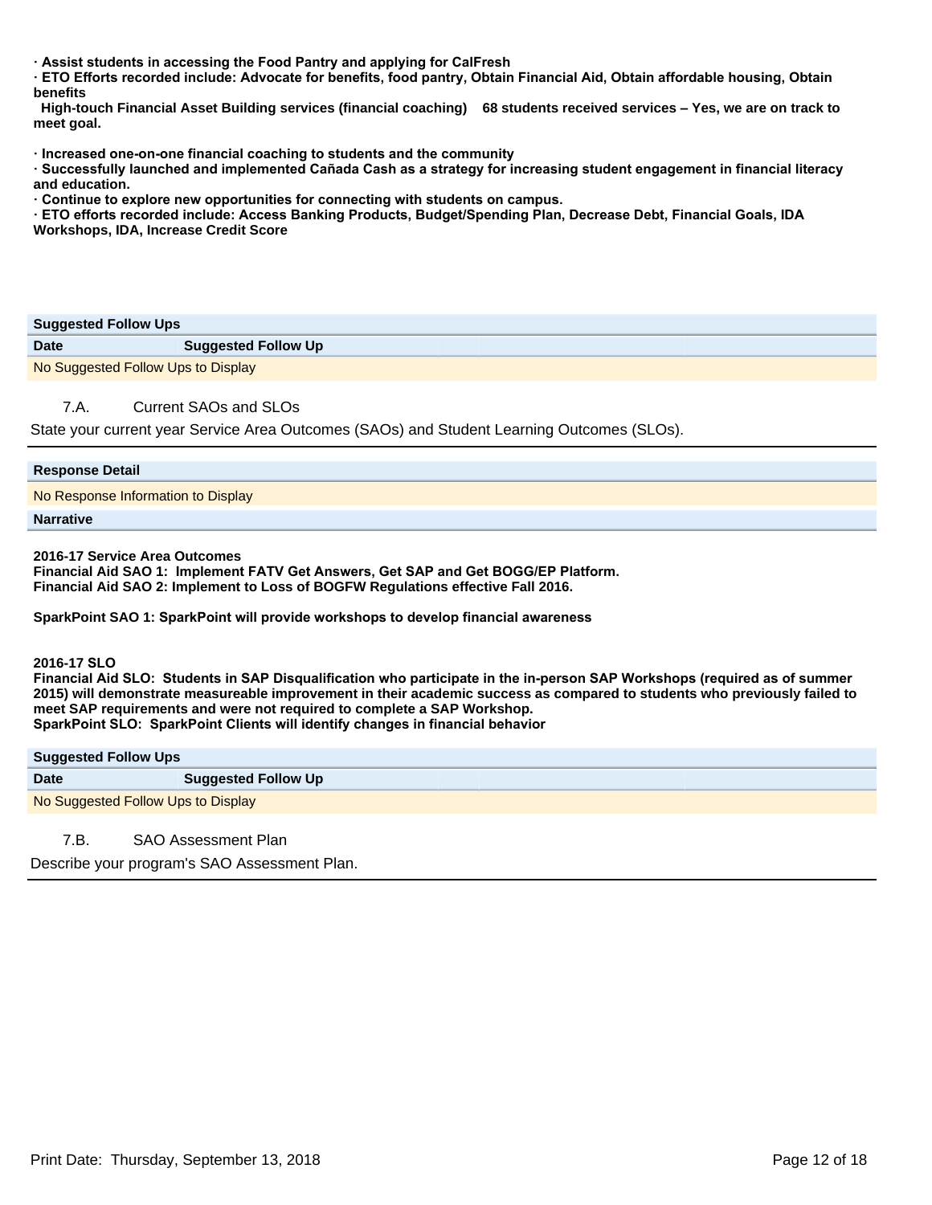**· Assist students in accessing the Food Pantry and applying for CalFresh**
**· ETO Efforts recorded include: Advocate for benefits, food pantry, Obtain Financial Aid, Obtain affordable housing, Obtain benefits**
**High-touch Financial Asset Building services (financial coaching) 68 students received services – Yes, we are on track to meet goal.**

**· Increased one-on-one financial coaching to students and the community**
**· Successfully launched and implemented Cañada Cash as a strategy for increasing student engagement in financial literacy and education.**
**· Continue to explore new opportunities for connecting with students on campus.**
**· ETO efforts recorded include: Access Banking Products, Budget/Spending Plan, Decrease Debt, Financial Goals, IDA Workshops, IDA, Increase Credit Score**

| Suggested Follow Ups | |
|---|---|
| **Date** | **Suggested Follow Up** |
| No Suggested Follow Ups to Display | |

### 7.A. Current SAOs and SLOs

State your current year Service Area Outcomes (SAOs) and Student Learning Outcomes (SLOs).

| Response Detail |
|---|
| No Response Information to Display |

**Narrative**

**2016-17 Service Area Outcomes**
**Financial Aid SAO 1: Implement FATV Get Answers, Get SAP and Get BOGG/EP Platform.**
**Financial Aid SAO 2: Implement to Loss of BOGFW Regulations effective Fall 2016.**

**SparkPoint SAO 1: SparkPoint will provide workshops to develop financial awareness**

**2016-17 SLO**
**Financial Aid SLO: Students in SAP Disqualification who participate in the in-person SAP Workshops (required as of summer 2015) will demonstrate measureable improvement in their academic success as compared to students who previously failed to meet SAP requirements and were not required to complete a SAP Workshop.**
**SparkPoint SLO: SparkPoint Clients will identify changes in financial behavior**

| Suggested Follow Ups | |
|---|---|
| **Date** | **Suggested Follow Up** |
| No Suggested Follow Ups to Display | |

### 7.B. SAO Assessment Plan

Describe your program's SAO Assessment Plan.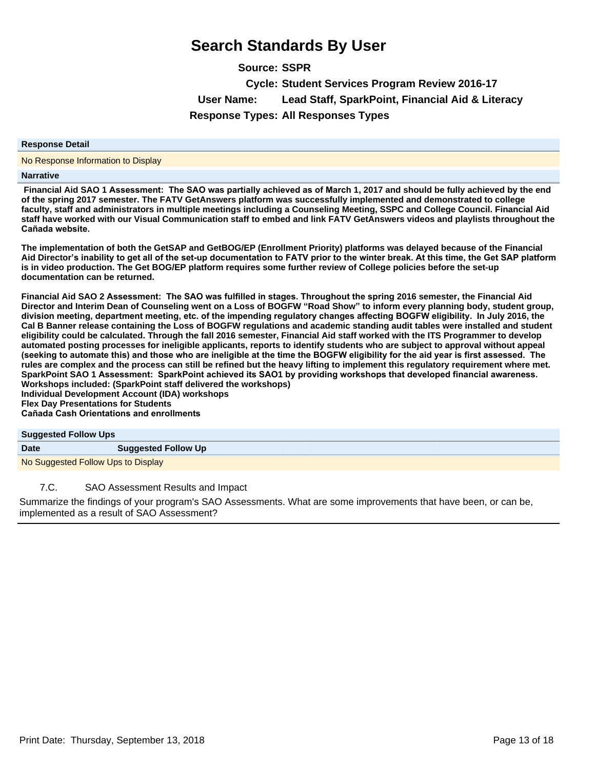# Search Standards By User

**Source:** SSPR

**Cycle:** Student Services Program Review 2016-17

**User Name:** Lead Staff, SparkPoint, Financial Aid & Literacy

**Response Types:** All Responses Types

| Response Detail |
|---|
| No Response Information to Display |

**Narrative**

**Financial Aid SAO 1 Assessment: The SAO was partially achieved as of March 1, 2017 and should be fully achieved by the end of the spring 2017 semester. The FATV GetAnswers platform was successfully implemented and demonstrated to college faculty, staff and administrators in multiple meetings including a Counseling Meeting, SSPC and College Council. Financial Aid staff have worked with our Visual Communication staff to embed and link FATV GetAnswers videos and playlists throughout the Cañada website.**

**The implementation of both the GetSAP and GetBOG/EP (Enrollment Priority) platforms was delayed because of the Financial Aid Director's inability to get all of the set-up documentation to FATV prior to the winter break. At this time, the Get SAP platform is in video production. The Get BOG/EP platform requires some further review of College policies before the set-up documentation can be returned.**

**Financial Aid SAO 2 Assessment: The SAO was fulfilled in stages. Throughout the spring 2016 semester, the Financial Aid Director and Interim Dean of Counseling went on a Loss of BOGFW "Road Show" to inform every planning body, student group, division meeting, department meeting, etc. of the impending regulatory changes affecting BOGFW eligibility. In July 2016, the Cal B Banner release containing the Loss of BOGFW regulations and academic standing audit tables were installed and student eligibility could be calculated. Through the fall 2016 semester, Financial Aid staff worked with the ITS Programmer to develop automated posting processes for ineligible applicants, reports to identify students who are subject to approval without appeal (seeking to automate this) and those who are ineligible at the time the BOGFW eligibility for the aid year is first assessed. The rules are complex and the process can still be refined but the heavy lifting to implement this regulatory requirement where met.**
**SparkPoint SAO 1 Assessment: SparkPoint achieved its SAO1 by providing workshops that developed financial awareness.**
**Workshops included: (SparkPoint staff delivered the workshops)**
**Individual Development Account (IDA) workshops**
**Flex Day Presentations for Students**
**Cañada Cash Orientations and enrollments**

**Suggested Follow Ups**

| Date | Suggested Follow Up |
|---|---|
| No Suggested Follow Ups to Display | |

7.C. SAO Assessment Results and Impact

Summarize the findings of your program's SAO Assessments. What are some improvements that have been, or can be, implemented as a result of SAO Assessment?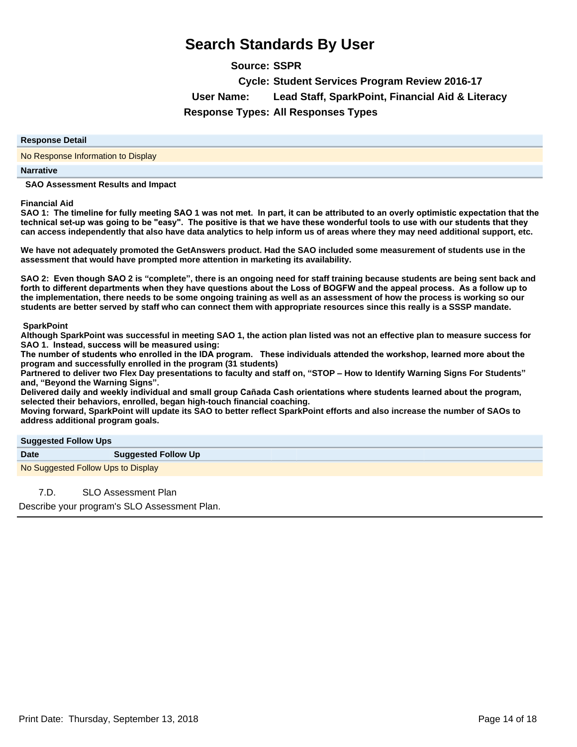# Search Standards By User

**Source:** SSPR

**Cycle:** Student Services Program Review 2016-17

**User Name:** Lead Staff, SparkPoint, Financial Aid & Literacy

**Response Types:** All Responses Types

| Response Detail |
|---|
| No Response Information to Display |

**Narrative**

**SAO Assessment Results and Impact**

**Financial Aid**

**SAO 1: The timeline for fully meeting SAO 1 was not met. In part, it can be attributed to an overly optimistic expectation that the technical set-up was going to be "easy". The positive is that we have these wonderful tools to use with our students that they can access independently that also have data analytics to help inform us of areas where they may need additional support, etc.**

**We have not adequately promoted the GetAnswers product. Had the SAO included some measurement of students use in the assessment that would have prompted more attention in marketing its availability.**

**SAO 2: Even though SAO 2 is "complete", there is an ongoing need for staff training because students are being sent back and forth to different departments when they have questions about the Loss of BOGFW and the appeal process. As a follow up to the implementation, there needs to be some ongoing training as well as an assessment of how the process is working so our students are better served by staff who can connect them with appropriate resources since this really is a SSSP mandate.**

**SparkPoint**

**Although SparkPoint was successful in meeting SAO 1, the action plan listed was not an effective plan to measure success for SAO 1. Instead, success will be measured using:**
**The number of students who enrolled in the IDA program. These individuals attended the workshop, learned more about the program and successfully enrolled in the program (31 students)**
**Partnered to deliver two Flex Day presentations to faculty and staff on, "STOP – How to Identify Warning Signs For Students" and, "Beyond the Warning Signs".**
**Delivered daily and weekly individual and small group Cañada Cash orientations where students learned about the program, selected their behaviors, enrolled, began high-touch financial coaching.**
**Moving forward, SparkPoint will update its SAO to better reflect SparkPoint efforts and also increase the number of SAOs to address additional program goals.**

**Suggested Follow Ups**

| Date | Suggested Follow Up |
|---|---|
| No Suggested Follow Ups to Display | |

7.D. SLO Assessment Plan

Describe your program's SLO Assessment Plan.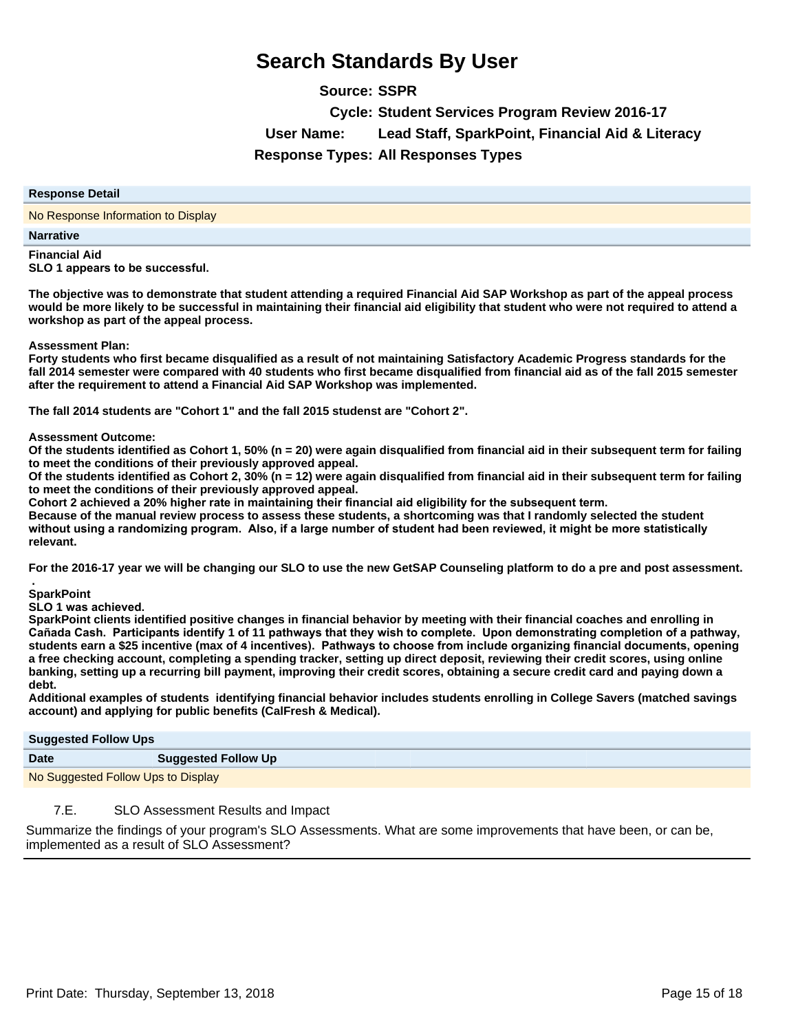# Search Standards By User

**Source:** SSPR

**Cycle:** Student Services Program Review 2016-17

**User Name:** Lead Staff, SparkPoint, Financial Aid & Literacy

**Response Types:** All Responses Types

**Response Detail**

No Response Information to Display

**Narrative**

**Financial Aid**
**SLO 1 appears to be successful.**

**The objective was to demonstrate that student attending a required Financial Aid SAP Workshop as part of the appeal process would be more likely to be successful in maintaining their financial aid eligibility that student who were not required to attend a workshop as part of the appeal process.**

**Assessment Plan:**
**Forty students who first became disqualified as a result of not maintaining Satisfactory Academic Progress standards for the fall 2014 semester were compared with 40 students who first became disqualified from financial aid as of the fall 2015 semester after the requirement to attend a Financial Aid SAP Workshop was implemented.**

**The fall 2014 students are "Cohort 1" and the fall 2015 studenst are "Cohort 2".**

**Assessment Outcome:**
**Of the students identified as Cohort 1, 50% (n = 20) were again disqualified from financial aid in their subsequent term for failing to meet the conditions of their previously approved appeal.**
**Of the students identified as Cohort 2, 30% (n = 12) were again disqualified from financial aid in their subsequent term for failing to meet the conditions of their previously approved appeal.**
**Cohort 2 achieved a 20% higher rate in maintaining their financial aid eligibility for the subsequent term.**
**Because of the manual review process to assess these students, a shortcoming was that I randomly selected the student without using a randomizing program. Also, if a large number of student had been reviewed, it might be more statistically relevant.**

**For the 2016-17 year we will be changing our SLO to use the new GetSAP Counseling platform to do a pre and post assessment.**
**.**
**SparkPoint**
**SLO 1 was achieved.**
**SparkPoint clients identified positive changes in financial behavior by meeting with their financial coaches and enrolling in Cañada Cash. Participants identify 1 of 11 pathways that they wish to complete. Upon demonstrating completion of a pathway, students earn a $25 incentive (max of 4 incentives). Pathways to choose from include organizing financial documents, opening a free checking account, completing a spending tracker, setting up direct deposit, reviewing their credit scores, using online banking, setting up a recurring bill payment, improving their credit scores, obtaining a secure credit card and paying down a debt.**
**Additional examples of students identifying financial behavior includes students enrolling in College Savers (matched savings account) and applying for public benefits (CalFresh & Medical).**

**Suggested Follow Ups**

| Date | Suggested Follow Up |
|---|---|
| No Suggested Follow Ups to Display | |

7.E. SLO Assessment Results and Impact

Summarize the findings of your program's SLO Assessments. What are some improvements that have been, or can be, implemented as a result of SLO Assessment?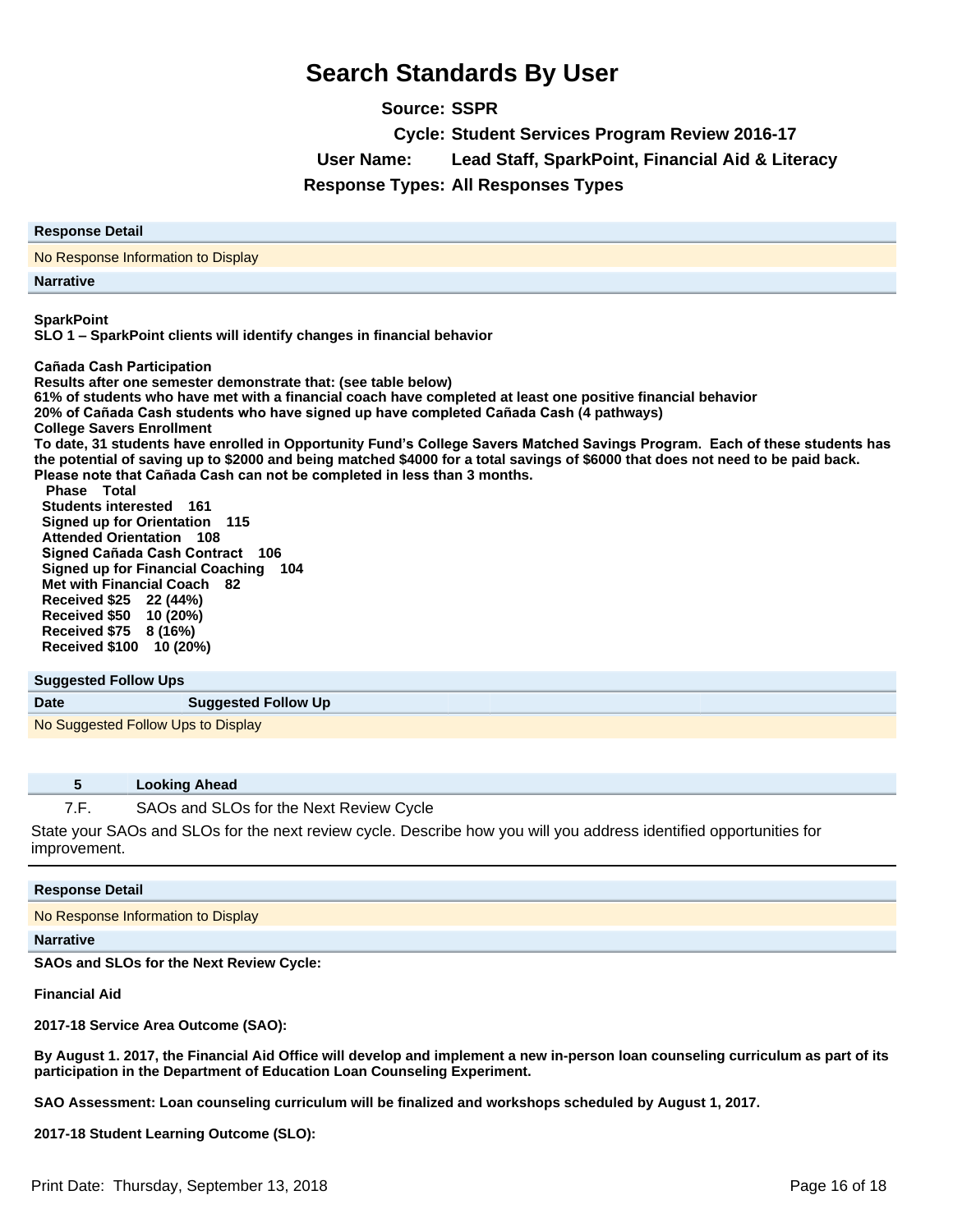# Search Standards By User

**Source:** SSPR

**Cycle:** Student Services Program Review 2016-17

**User Name:** Lead Staff, SparkPoint, Financial Aid & Literacy

**Response Types:** All Responses Types

**Response Detail**

No Response Information to Display

**Narrative**

**SparkPoint**
**SLO 1 – SparkPoint clients will identify changes in financial behavior**

**Cañada Cash Participation**
**Results after one semester demonstrate that: (see table below)**
**61% of students who have met with a financial coach have completed at least one positive financial behavior**
**20% of Cañada Cash students who have signed up have completed Cañada Cash (4 pathways)**
**College Savers Enrollment**
**To date, 31 students have enrolled in Opportunity Fund's College Savers Matched Savings Program. Each of these students has the potential of saving up to $2000 and being matched $4000 for a total savings of $6000 that does not need to be paid back.**
**Please note that Cañada Cash can not be completed in less than 3 months.**

| Phase | Total |
|---|---|
| Students interested | 161 |
| Signed up for Orientation | 115 |
| Attended Orientation | 108 |
| Signed Cañada Cash Contract | 106 |
| Signed up for Financial Coaching | 104 |
| Met with Financial Coach | 82 |
| Received $25 | 22 (44%) |
| Received $50 | 10 (20%) |
| Received $75 | 8 (16%) |
| Received $100 | 10 (20%) |

**Suggested Follow Ups**

| Date | Suggested Follow Up |
|---|---|
| No Suggested Follow Ups to Display | |

## 5 Looking Ahead

### 7.F. SAOs and SLOs for the Next Review Cycle

State your SAOs and SLOs for the next review cycle. Describe how you will you address identified opportunities for improvement.

**Response Detail**

No Response Information to Display

**Narrative**

**SAOs and SLOs for the Next Review Cycle:**

**Financial Aid**

**2017-18 Service Area Outcome (SAO):**

**By August 1. 2017, the Financial Aid Office will develop and implement a new in-person loan counseling curriculum as part of its participation in the Department of Education Loan Counseling Experiment.**

**SAO Assessment: Loan counseling curriculum will be finalized and workshops scheduled by August 1, 2017.**

**2017-18 Student Learning Outcome (SLO):**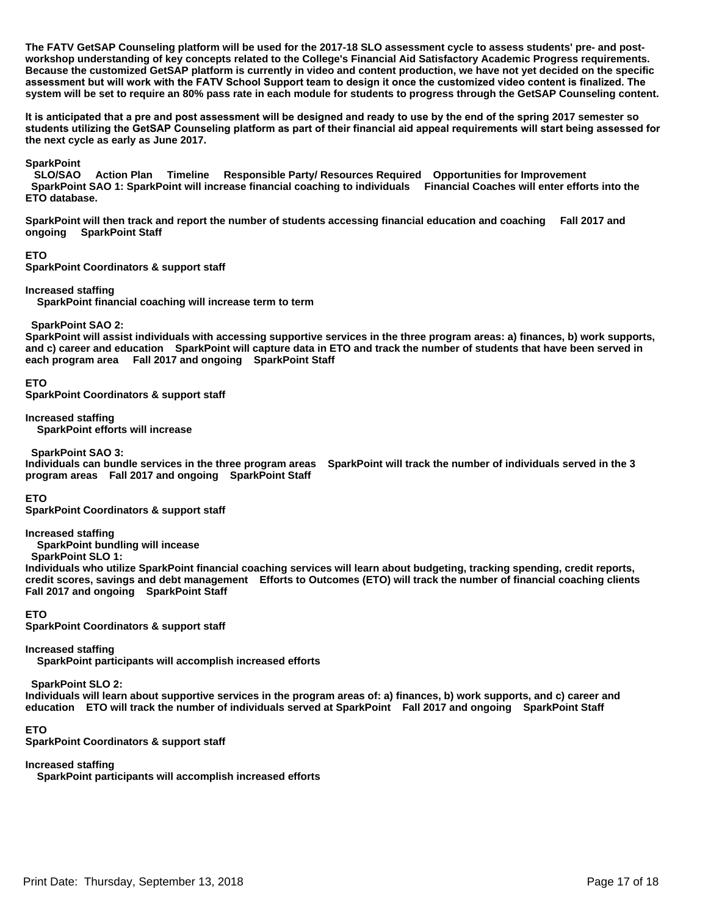**The FATV GetSAP Counseling platform will be used for the 2017-18 SLO assessment cycle to assess students' pre- and post-workshop understanding of key concepts related to the College's Financial Aid Satisfactory Academic Progress requirements. Because the customized GetSAP platform is currently in video and content production, we have not yet decided on the specific assessment but will work with the FATV School Support team to design it once the customized video content is finalized. The system will be set to require an 80% pass rate in each module for students to progress through the GetSAP Counseling content.**

**It is anticipated that a pre and post assessment will be designed and ready to use by the end of the spring 2017 semester so students utilizing the GetSAP Counseling platform as part of their financial aid appeal requirements will start being assessed for the next cycle as early as June 2017.**

**SparkPoint**

**SLO/SAO    Action Plan    Timeline    Responsible Party/ Resources Required    Opportunities for Improvement**

**SparkPoint SAO 1: SparkPoint will increase financial coaching to individuals    Financial Coaches will enter efforts into the ETO database.**

**SparkPoint will then track and report the number of students accessing financial education and coaching    Fall 2017 and ongoing    SparkPoint Staff**

**ETO**
**SparkPoint Coordinators & support staff**

**Increased staffing**
**SparkPoint financial coaching will increase term to term**

**SparkPoint SAO 2:**
**SparkPoint will assist individuals with accessing supportive services in the three program areas: a) finances, b) work supports, and c) career and education    SparkPoint will capture data in ETO and track the number of students that have been served in each program area    Fall 2017 and ongoing    SparkPoint Staff**

**ETO**
**SparkPoint Coordinators & support staff**

**Increased staffing**
**SparkPoint efforts will increase**

**SparkPoint SAO 3:**
**Individuals can bundle services in the three program areas    SparkPoint will track the number of individuals served in the 3 program areas    Fall 2017 and ongoing    SparkPoint Staff**

**ETO**
**SparkPoint Coordinators & support staff**

**Increased staffing**
**SparkPoint bundling will incease**

**SparkPoint SLO 1:**
**Individuals who utilize SparkPoint financial coaching services will learn about budgeting, tracking spending, credit reports, credit scores, savings and debt management    Efforts to Outcomes (ETO) will track the number of financial coaching clients    Fall 2017 and ongoing    SparkPoint Staff**

**ETO**
**SparkPoint Coordinators & support staff**

**Increased staffing**
**SparkPoint participants will accomplish increased efforts**

**SparkPoint SLO 2:**
**Individuals will learn about supportive services in the program areas of: a) finances, b) work supports, and c) career and education    ETO will track the number of individuals served at SparkPoint    Fall 2017 and ongoing    SparkPoint Staff**

**ETO**
**SparkPoint Coordinators & support staff**

**Increased staffing**
**SparkPoint participants will accomplish increased efforts**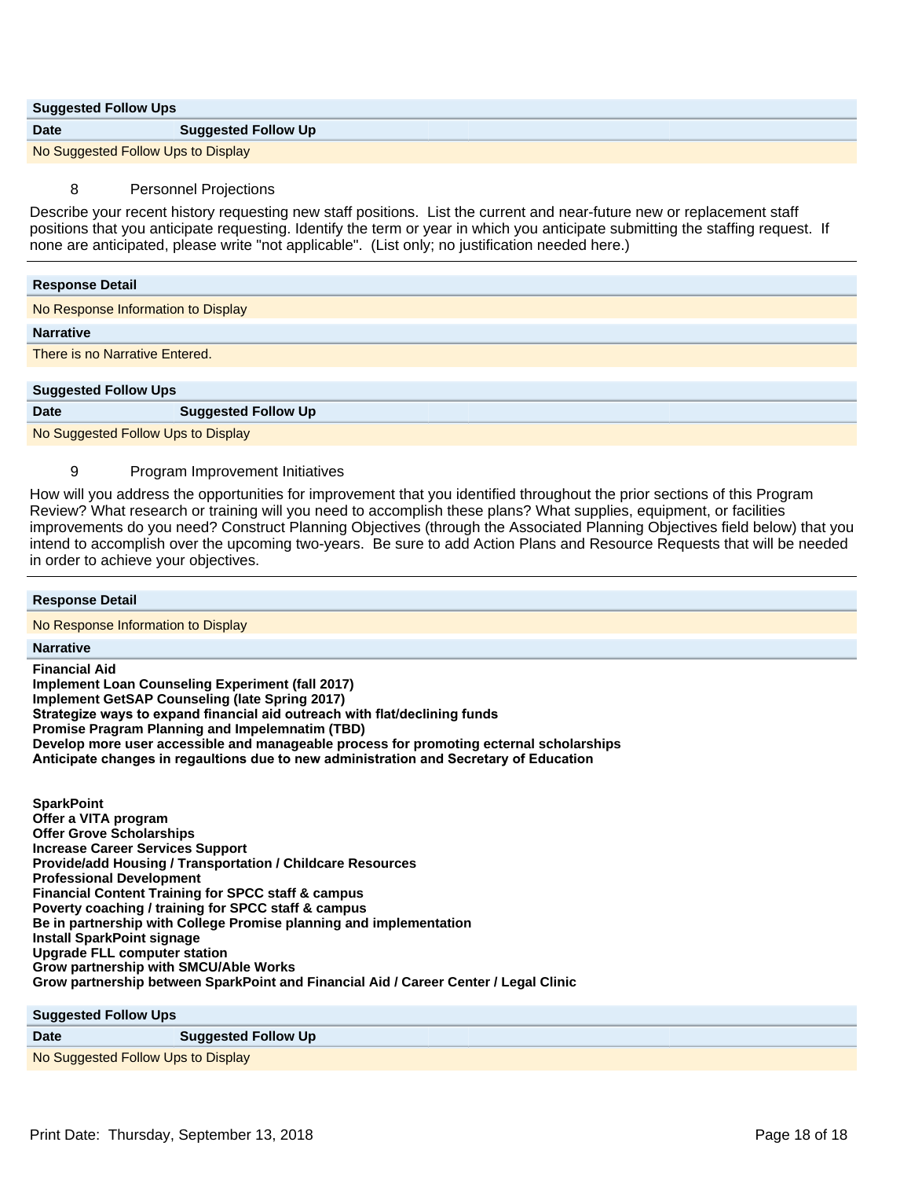| Suggested Follow Ups | |
|---|---|
| **Date** | **Suggested Follow Up** |
| No Suggested Follow Ups to Display | |

8 Personnel Projections

Describe your recent history requesting new staff positions. List the current and near-future new or replacement staff positions that you anticipate requesting. Identify the term or year in which you anticipate submitting the staffing request. If none are anticipated, please write "not applicable". (List only; no justification needed here.)

**Response Detail**

No Response Information to Display

**Narrative**

There is no Narrative Entered.

| Suggested Follow Ups | |
|---|---|
| **Date** | **Suggested Follow Up** |
| No Suggested Follow Ups to Display | |

9 Program Improvement Initiatives

How will you address the opportunities for improvement that you identified throughout the prior sections of this Program Review? What research or training will you need to accomplish these plans? What supplies, equipment, or facilities improvements do you need? Construct Planning Objectives (through the Associated Planning Objectives field below) that you intend to accomplish over the upcoming two-years. Be sure to add Action Plans and Resource Requests that will be needed in order to achieve your objectives.

**Response Detail**

No Response Information to Display

**Narrative**

**Financial Aid**
**Implement Loan Counseling Experiment (fall 2017)**
**Implement GetSAP Counseling (late Spring 2017)**
**Strategize ways to expand financial aid outreach with flat/declining funds**
**Promise Prgram Planning and Impelemnatim (TBD)**
**Develop more user accessible and manageable process for promoting ecternal scholarships**
**Anticipate changes in regaultions due to new administration and Secretary of Education**

**SparkPoint**
**Offer a VITA program**
**Offer Grove Scholarships**
**Increase Career Services Support**
**Provide/add Housing / Transportation / Childcare Resources**
**Professional Development**
**Financial Content Training for SPCC staff & campus**
**Poverty coaching / training for SPCC staff & campus**
**Be in partnership with College Promise planning and implementation**
**Install SparkPoint signage**
**Upgrade FLL computer station**
**Grow partnership with SMCU/Able Works**
**Grow partnership between SparkPoint and Financial Aid / Career Center / Legal Clinic**

| Suggested Follow Ups | |
|---|---|
| **Date** | **Suggested Follow Up** |
| No Suggested Follow Ups to Display | |